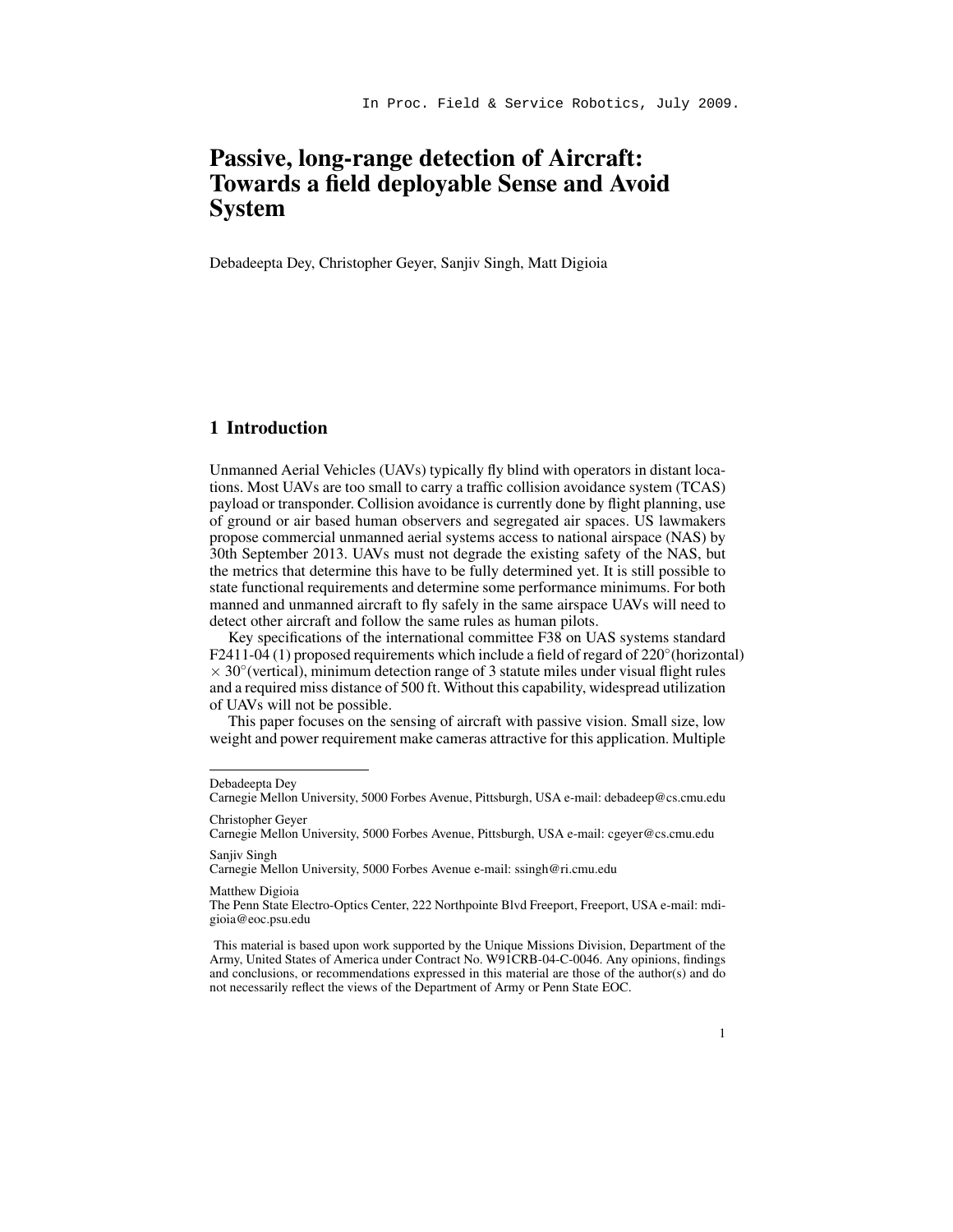In Proc. Field & Service Robotics, July 2009.

# Passive, long-range detection of Aircraft: Towards a field deployable Sense and Avoid System

Debadeepta Dey, Christopher Geyer, Sanjiv Singh, Matt Digioia

## 1 Introduction

Unmanned Aerial Vehicles (UAVs) typically fly blind with operators in distant locations. Most UAVs are too small to carry a traffic collision avoidance system (TCAS) payload or transponder. Collision avoidance is currently done by flight planning, use of ground or air based human observers and segregated air spaces. US lawmakers propose commercial unmanned aerial systems access to national airspace (NAS) by 30th September 2013. UAVs must not degrade the existing safety of the NAS, but the metrics that determine this have to be fully determined yet. It is still possible to state functional requirements and determine some performance minimums. For both manned and unmanned aircraft to fly safely in the same airspace UAVs will need to detect other aircraft and follow the same rules as human pilots.

Key specifications of the international committee F38 on UAS systems standard F2411-04 (1) proposed requirements which include a field of regard of 220°(horizontal) × 30°(vertical), minimum detection range of 3 statute miles under visual flight rules and a required miss distance of 500 ft. Without this capability, widespread utilization of UAVs will not be possible.

This paper focuses on the sensing of aircraft with passive vision. Small size, low weight and power requirement make cameras attractive for this application. Multiple

---

Debadeepta Dey
Carnegie Mellon University, 5000 Forbes Avenue, Pittsburgh, USA e-mail: debadeep@cs.cmu.edu

Christopher Geyer
Carnegie Mellon University, 5000 Forbes Avenue, Pittsburgh, USA e-mail: cgeyer@cs.cmu.edu

Sanjiv Singh
Carnegie Mellon University, 5000 Forbes Avenue e-mail: ssingh@ri.cmu.edu

Matthew Digioia
The Penn State Electro-Optics Center, 222 Northpointe Blvd Freeport, Freeport, USA e-mail: mdigioia@eoc.psu.edu

This material is based upon work supported by the Unique Missions Division, Department of the Army, United States of America under Contract No. W91CRB-04-C-0046. Any opinions, findings and conclusions, or recommendations expressed in this material are those of the author(s) and do not necessarily reflect the views of the Department of Army or Penn State EOC.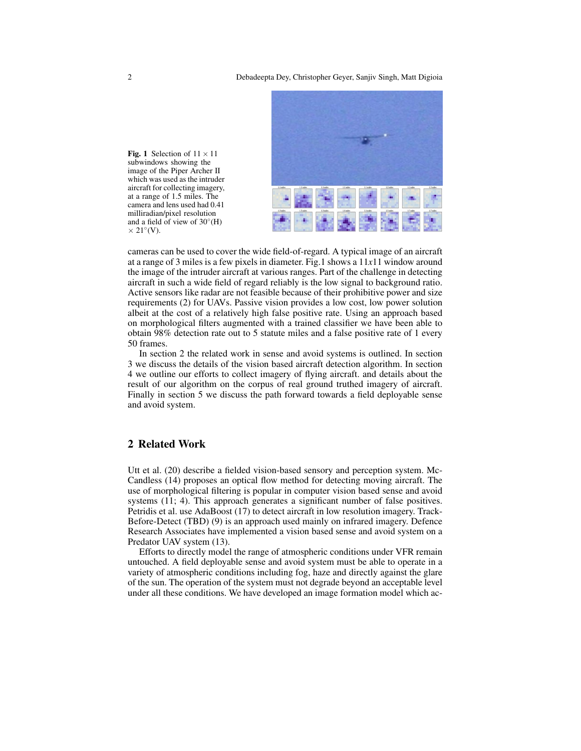**Fig. 1** Selection of $11 \times 11$ subwindows showing the image of the Piper Archer II which was used as the intruder aircraft for collecting imagery, at a range of 1.5 miles. The camera and lens used had 0.41 milliradian/pixel resolution and a field of view of $30^{\circ}$(H) $\times$ $21^{\circ}$(V).

cameras can be used to cover the wide field-of-regard. A typical image of an aircraft at a range of 3 miles is a few pixels in diameter. Fig.1 shows a 11*x*11 window around the image of the intruder aircraft at various ranges. Part of the challenge in detecting aircraft in such a wide field of regard reliably is the low signal to background ratio. Active sensors like radar are not feasible because of their prohibitive power and size requirements (2) for UAVs. Passive vision provides a low cost, low power solution albeit at the cost of a relatively high false positive rate. Using an approach based on morphological filters augmented with a trained classifier we have been able to obtain 98% detection rate out to 5 statute miles and a false positive rate of 1 every 50 frames.

In section 2 the related work in sense and avoid systems is outlined. In section 3 we discuss the details of the vision based aircraft detection algorithm. In section 4 we outline our efforts to collect imagery of flying aircraft. and details about the result of our algorithm on the corpus of real ground truthed imagery of aircraft. Finally in section 5 we discuss the path forward towards a field deployable sense and avoid system.

## 2 Related Work

Utt et al. (20) describe a fielded vision-based sensory and perception system. McCandless (14) proposes an optical flow method for detecting moving aircraft. The use of morphological filtering is popular in computer vision based sense and avoid systems (11; 4). This approach generates a significant number of false positives. Petridis et al. use AdaBoost (17) to detect aircraft in low resolution imagery. Track-Before-Detect (TBD) (9) is an approach used mainly on infrared imagery. Defence Research Associates have implemented a vision based sense and avoid system on a Predator UAV system (13).

Efforts to directly model the range of atmospheric conditions under VFR remain untouched. A field deployable sense and avoid system must be able to operate in a variety of atmospheric conditions including fog, haze and directly against the glare of the sun. The operation of the system must not degrade beyond an acceptable level under all these conditions. We have developed an image formation model which ac-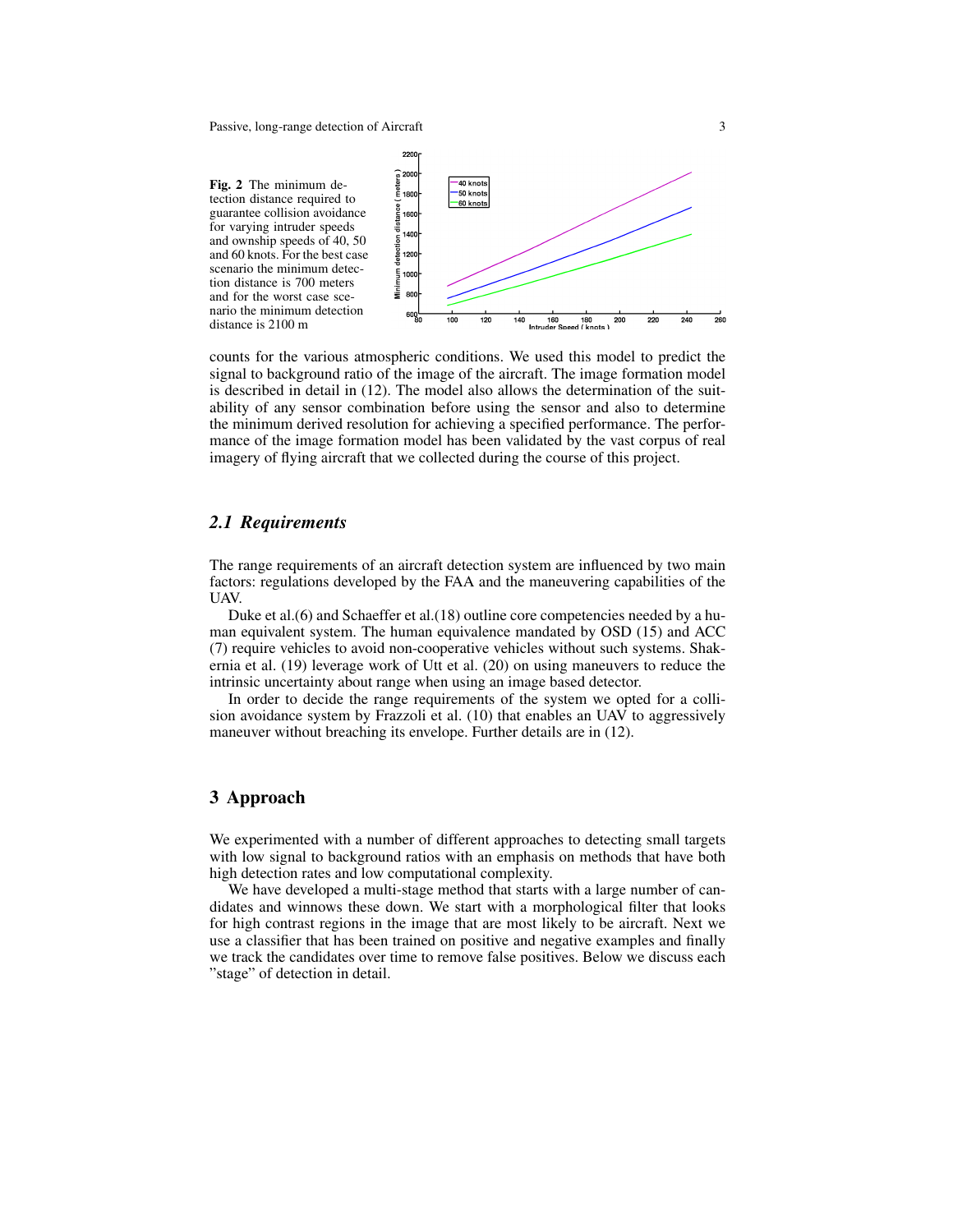Fig. 2 The minimum detection distance required to guarantee collision avoidance for varying intruder speeds and ownship speeds of 40, 50 and 60 knots. For the best case scenario the minimum detection distance is 700 meters and for the worst case scenario the minimum detection distance is 2100 m

counts for the various atmospheric conditions. We used this model to predict the signal to background ratio of the image of the aircraft. The image formation model is described in detail in (12). The model also allows the determination of the suitability of any sensor combination before using the sensor and also to determine the minimum derived resolution for achieving a specified performance. The performance of the image formation model has been validated by the vast corpus of real imagery of flying aircraft that we collected during the course of this project.

### *2.1 Requirements*

The range requirements of an aircraft detection system are influenced by two main factors: regulations developed by the FAA and the maneuvering capabilities of the UAV.

Duke et al.(6) and Schaeffer et al.(18) outline core competencies needed by a human equivalent system. The human equivalence mandated by OSD (15) and ACC (7) require vehicles to avoid non-cooperative vehicles without such systems. Shakernia et al. (19) leverage work of Utt et al. (20) on using maneuvers to reduce the intrinsic uncertainty about range when using an image based detector.

In order to decide the range requirements of the system we opted for a collision avoidance system by Frazzoli et al. (10) that enables an UAV to aggressively maneuver without breaching its envelope. Further details are in (12).

## 3 Approach

We experimented with a number of different approaches to detecting small targets with low signal to background ratios with an emphasis on methods that have both high detection rates and low computational complexity.

We have developed a multi-stage method that starts with a large number of candidates and winnows these down. We start with a morphological filter that looks for high contrast regions in the image that are most likely to be aircraft. Next we use a classifier that has been trained on positive and negative examples and finally we track the candidates over time to remove false positives. Below we discuss each "stage" of detection in detail.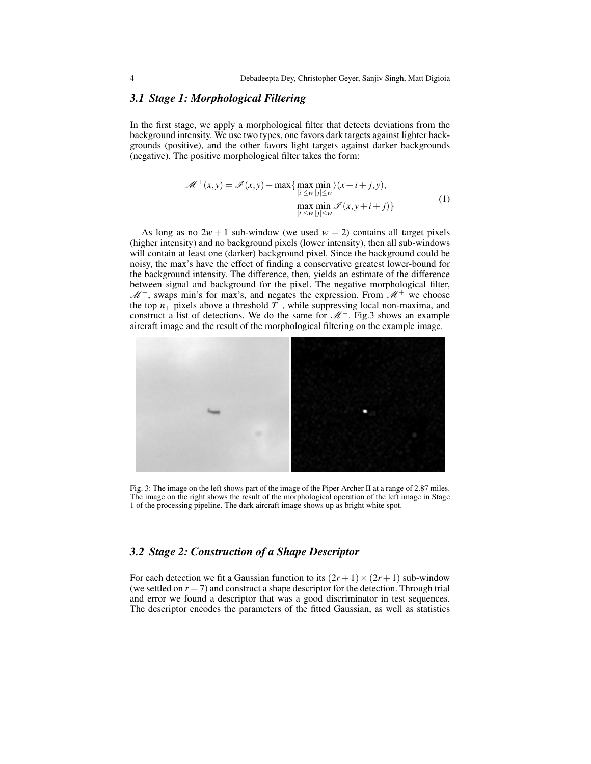### 3.1 Stage 1: Morphological Filtering

In the first stage, we apply a morphological filter that detects deviations from the background intensity. We use two types, one favors dark targets against lighter backgrounds (positive), and the other favors light targets against darker backgrounds (negative). The positive morphological filter takes the form:

$$\mathscr{M}^+(x,y) = \mathscr{I}(x,y) - \max\{\max_{|i|\leq w}\min_{|j|\leq w} \rangle(x+i+j,y), \max_{|i|\leq w}\min_{|j|\leq w} \mathscr{I}(x,y+i+j)\} \tag{1}$$

As long as no $2w+1$ sub-window (we used $w=2$) contains all target pixels (higher intensity) and no background pixels (lower intensity), then all sub-windows will contain at least one (darker) background pixel. Since the background could be noisy, the max's have the effect of finding a conservative greatest lower-bound for the background intensity. The difference, then, yields an estimate of the difference between signal and background for the pixel. The negative morphological filter, $\mathscr{M}^-$, swaps min's for max's, and negates the expression. From $\mathscr{M}^+$ we choose the top $n_+$ pixels above a threshold $T_+$, while suppressing local non-maxima, and construct a list of detections. We do the same for $\mathscr{M}^-$. Fig.3 shows an example aircraft image and the result of the morphological filtering on the example image.

Fig. 3: The image on the left shows part of the image of the Piper Archer II at a range of 2.87 miles. The image on the right shows the result of the morphological operation of the left image in Stage 1 of the processing pipeline. The dark aircraft image shows up as bright white spot.

### 3.2 Stage 2: Construction of a Shape Descriptor

For each detection we fit a Gaussian function to its $(2r+1)\times(2r+1)$ sub-window (we settled on $r=7$) and construct a shape descriptor for the detection. Through trial and error we found a descriptor that was a good discriminator in test sequences. The descriptor encodes the parameters of the fitted Gaussian, as well as statistics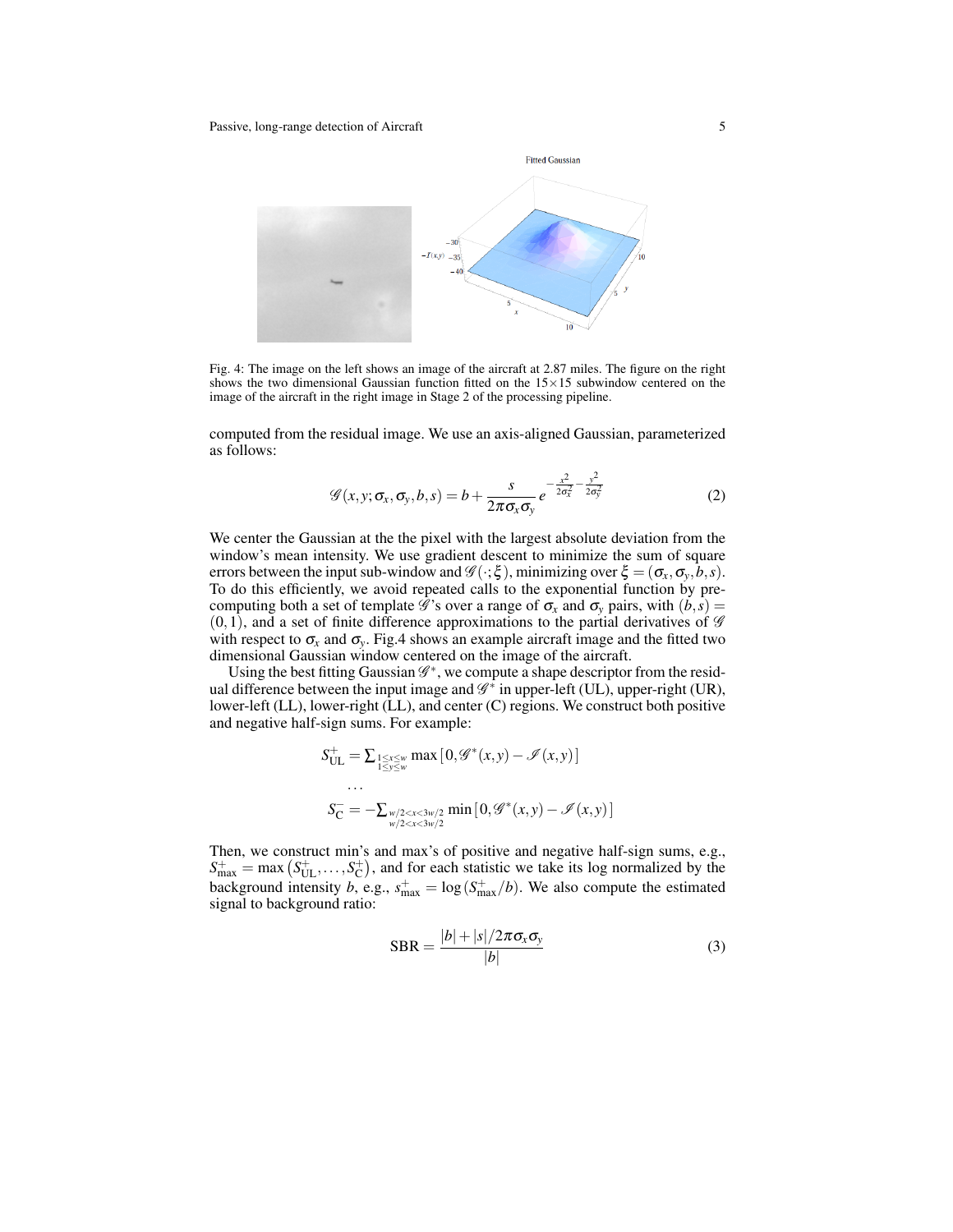Fig. 4: The image on the left shows an image of the aircraft at 2.87 miles. The figure on the right shows the two dimensional Gaussian function fitted on the 15×15 subwindow centered on the image of the aircraft in the right image in Stage 2 of the processing pipeline.

computed from the residual image. We use an axis-aligned Gaussian, parameterized as follows:

$$\mathscr{G}(x,y;\sigma_x,\sigma_y,b,s) = b + \frac{s}{2\pi\sigma_x\sigma_y} e^{-\frac{x^2}{2\sigma_x^2} - \frac{y^2}{2\sigma_y^2}} \tag{2}$$

We center the Gaussian at the the pixel with the largest absolute deviation from the window's mean intensity. We use gradient descent to minimize the sum of square errors between the input sub-window and $\mathscr{G}(\cdot;\xi)$, minimizing over $\xi = (\sigma_x, \sigma_y, b, s)$. To do this efficiently, we avoid repeated calls to the exponential function by pre-computing both a set of template $\mathscr{G}$'s over a range of $\sigma_x$ and $\sigma_y$ pairs, with $(b,s) = (0,1)$, and a set of finite difference approximations to the partial derivatives of $\mathscr{G}$ with respect to $\sigma_x$ and $\sigma_y$. Fig.4 shows an example aircraft image and the fitted two dimensional Gaussian window centered on the image of the aircraft.

Using the best fitting Gaussian $\mathscr{G}^*$, we compute a shape descriptor from the residual difference between the input image and $\mathscr{G}^*$ in upper-left (UL), upper-right (UR), lower-left (LL), lower-right (LL), and center (C) regions. We construct both positive and negative half-sign sums. For example:

$$S^+_{\text{UL}} = \sum_{\substack{1\leq x\leq w \\ 1\leq y\leq w}} \max\left[0, \mathscr{G}^*(x,y) - \mathscr{I}(x,y)\right]$$

$$\cdots$$

$$S^-_{\text{C}} = -\sum_{\substack{w/2<x<3w/2 \\ w/2<x<3w/2}} \min\left[0, \mathscr{G}^*(x,y) - \mathscr{I}(x,y)\right]$$

Then, we construct min's and max's of positive and negative half-sign sums, e.g., $S^+_{\max} = \max\left(S^+_{\text{UL}}, \ldots, S^+_{\text{C}}\right)$, and for each statistic we take its log normalized by the background intensity $b$, e.g., $s^+_{\max} = \log\left(S^+_{\max}/b\right)$. We also compute the estimated signal to background ratio:

$$\text{SBR} = \frac{|b| + |s|/2\pi\sigma_x\sigma_y}{|b|} \tag{3}$$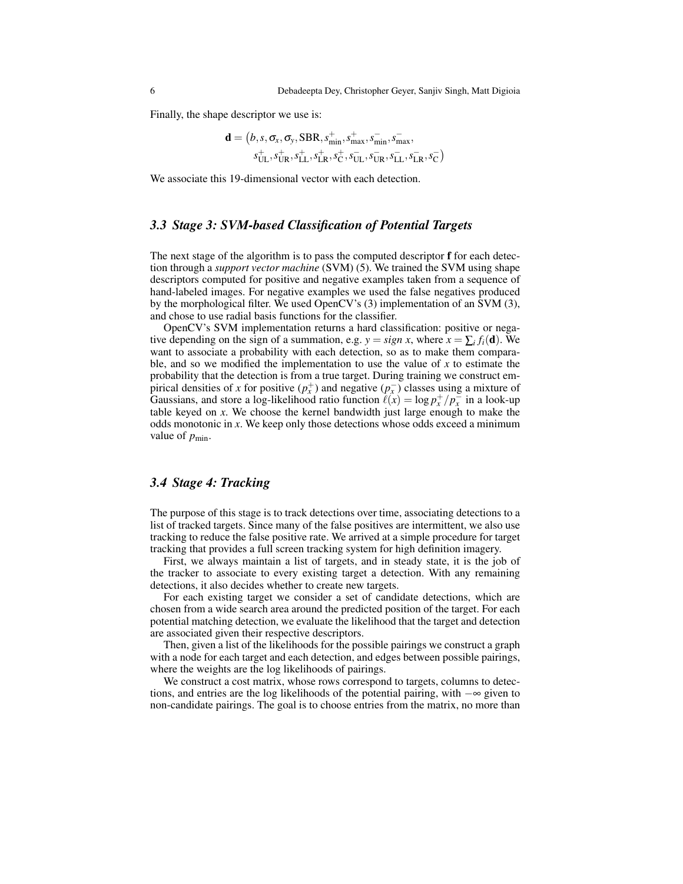Finally, the shape descriptor we use is:

$$\mathbf{d} = \big(b, s, \sigma_x, \sigma_y, \text{SBR}, s^+_{\text{min}}, s^+_{\text{max}}, s^-_{\text{min}}, s^-_{\text{max}},$$
$$s^+_{\text{UL}}, s^+_{\text{UR}}, s^+_{\text{LL}}, s^+_{\text{LR}}, s^+_{\text{C}}, s^-_{\text{UL}}, s^-_{\text{UR}}, s^-_{\text{LL}}, s^-_{\text{LR}}, s^-_{\text{C}}\big)$$

We associate this 19-dimensional vector with each detection.

### *3.3 Stage 3: SVM-based Classification of Potential Targets*

The next stage of the algorithm is to pass the computed descriptor **f** for each detection through a *support vector machine* (SVM) (5). We trained the SVM using shape descriptors computed for positive and negative examples taken from a sequence of hand-labeled images. For negative examples we used the false negatives produced by the morphological filter. We used OpenCV's (3) implementation of an SVM (3), and chose to use radial basis functions for the classifier.

OpenCV's SVM implementation returns a hard classification: positive or negative depending on the sign of a summation, e.g. $y = sign\ x$, where $x = \sum_i f_i(\mathbf{d})$. We want to associate a probability with each detection, so as to make them comparable, and so we modified the implementation to use the value of $x$ to estimate the probability that the detection is from a true target. During training we construct empirical densities of $x$ for positive ($p^+_x$) and negative ($p^-_x$) classes using a mixture of Gaussians, and store a log-likelihood ratio function $\ell(x) = \log p^+_x / p^-_x$ in a look-up table keyed on $x$. We choose the kernel bandwidth just large enough to make the odds monotonic in $x$. We keep only those detections whose odds exceed a minimum value of $p_{\text{min}}$.

### *3.4 Stage 4: Tracking*

The purpose of this stage is to track detections over time, associating detections to a list of tracked targets. Since many of the false positives are intermittent, we also use tracking to reduce the false positive rate. We arrived at a simple procedure for target tracking that provides a full screen tracking system for high definition imagery.

First, we always maintain a list of targets, and in steady state, it is the job of the tracker to associate to every existing target a detection. With any remaining detections, it also decides whether to create new targets.

For each existing target we consider a set of candidate detections, which are chosen from a wide search area around the predicted position of the target. For each potential matching detection, we evaluate the likelihood that the target and detection are associated given their respective descriptors.

Then, given a list of the likelihoods for the possible pairings we construct a graph with a node for each target and each detection, and edges between possible pairings, where the weights are the log likelihoods of pairings.

We construct a cost matrix, whose rows correspond to targets, columns to detections, and entries are the log likelihoods of the potential pairing, with $-\infty$ given to non-candidate pairings. The goal is to choose entries from the matrix, no more than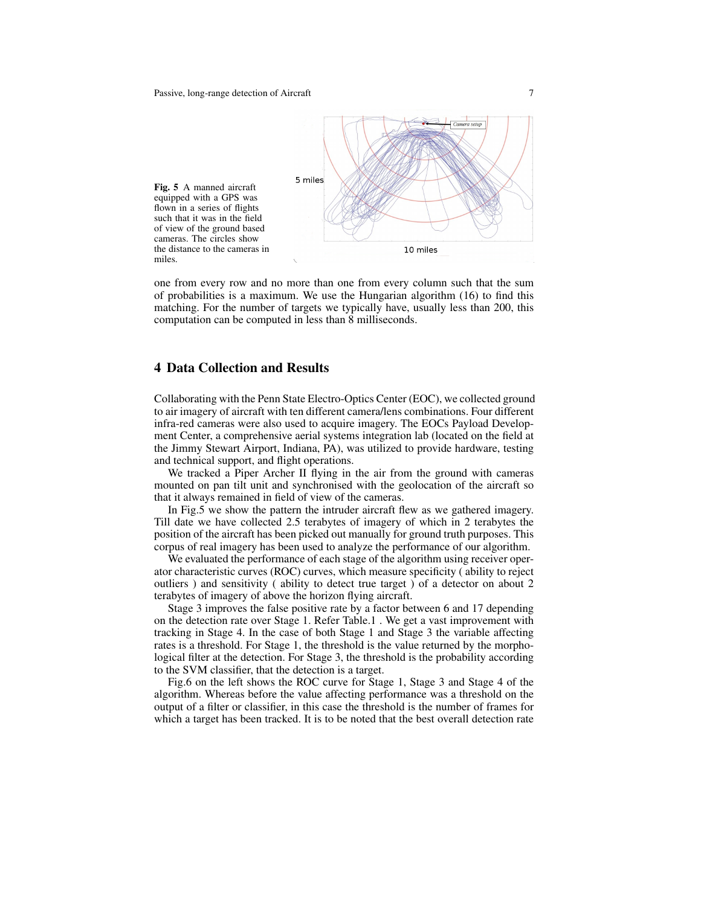**Fig. 5** A manned aircraft equipped with a GPS was flown in a series of flights such that it was in the field of view of the ground based cameras. The circles show the distance to the cameras in miles.

one from every row and no more than one from every column such that the sum of probabilities is a maximum. We use the Hungarian algorithm (16) to find this matching. For the number of targets we typically have, usually less than 200, this computation can be computed in less than 8 milliseconds.

## 4 Data Collection and Results

Collaborating with the Penn State Electro-Optics Center (EOC), we collected ground to air imagery of aircraft with ten different camera/lens combinations. Four different infra-red cameras were also used to acquire imagery. The EOCs Payload Development Center, a comprehensive aerial systems integration lab (located on the field at the Jimmy Stewart Airport, Indiana, PA), was utilized to provide hardware, testing and technical support, and flight operations.

We tracked a Piper Archer II flying in the air from the ground with cameras mounted on pan tilt unit and synchronised with the geolocation of the aircraft so that it always remained in field of view of the cameras.

In Fig.5 we show the pattern the intruder aircraft flew as we gathered imagery. Till date we have collected 2.5 terabytes of imagery of which in 2 terabytes the position of the aircraft has been picked out manually for ground truth purposes. This corpus of real imagery has been used to analyze the performance of our algorithm.

We evaluated the performance of each stage of the algorithm using receiver operator characteristic curves (ROC) curves, which measure specificity ( ability to reject outliers ) and sensitivity ( ability to detect true target ) of a detector on about 2 terabytes of imagery of above the horizon flying aircraft.

Stage 3 improves the false positive rate by a factor between 6 and 17 depending on the detection rate over Stage 1. Refer Table.1 . We get a vast improvement with tracking in Stage 4. In the case of both Stage 1 and Stage 3 the variable affecting rates is a threshold. For Stage 1, the threshold is the value returned by the morphological filter at the detection. For Stage 3, the threshold is the probability according to the SVM classifier, that the detection is a target.

Fig.6 on the left shows the ROC curve for Stage 1, Stage 3 and Stage 4 of the algorithm. Whereas before the value affecting performance was a threshold on the output of a filter or classifier, in this case the threshold is the number of frames for which a target has been tracked. It is to be noted that the best overall detection rate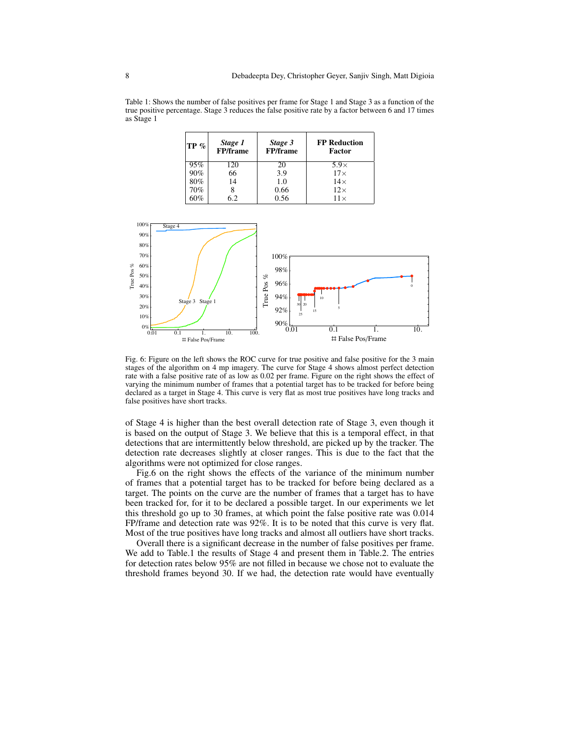Table 1: Shows the number of false positives per frame for Stage 1 and Stage 3 as a function of the true positive percentage. Stage 3 reduces the false positive rate by a factor between 6 and 17 times as Stage 1

| TP % | *Stage 1* FP/frame | *Stage 3* FP/frame | FP Reduction Factor |
|---|---|---|---|
| 95% | 120 | 20 | 5.9× |
| 90% | 66 | 3.9 | 17× |
| 80% | 14 | 1.0 | 14× |
| 70% | 8 | 0.66 | 12× |
| 60% | 6.2 | 0.56 | 11× |

Fig. 6: Figure on the left shows the ROC curve for true positive and false positive for the 3 main stages of the algorithm on 4 mp imagery. The curve for Stage 4 shows almost perfect detection rate with a false positive rate of as low as 0.02 per frame. Figure on the right shows the effect of varying the minimum number of frames that a potential target has to be tracked for before being declared as a target in Stage 4. This curve is very flat as most true positives have long tracks and false positives have short tracks.

of Stage 4 is higher than the best overall detection rate of Stage 3, even though it is based on the output of Stage 3. We believe that this is a temporal effect, in that detections that are intermittently below threshold, are picked up by the tracker. The detection rate decreases slightly at closer ranges. This is due to the fact that the algorithms were not optimized for close ranges.

Fig.6 on the right shows the effects of the variance of the minimum number of frames that a potential target has to be tracked for before being declared as a target. The points on the curve are the number of frames that a target has to have been tracked for, for it to be declared a possible target. In our experiments we let this threshold go up to 30 frames, at which point the false positive rate was 0.014 FP/frame and detection rate was 92%. It is to be noted that this curve is very flat. Most of the true positives have long tracks and almost all outliers have short tracks.

Overall there is a significant decrease in the number of false positives per frame. We add to Table.1 the results of Stage 4 and present them in Table.2. The entries for detection rates below 95% are not filled in because we chose not to evaluate the threshold frames beyond 30. If we had, the detection rate would have eventually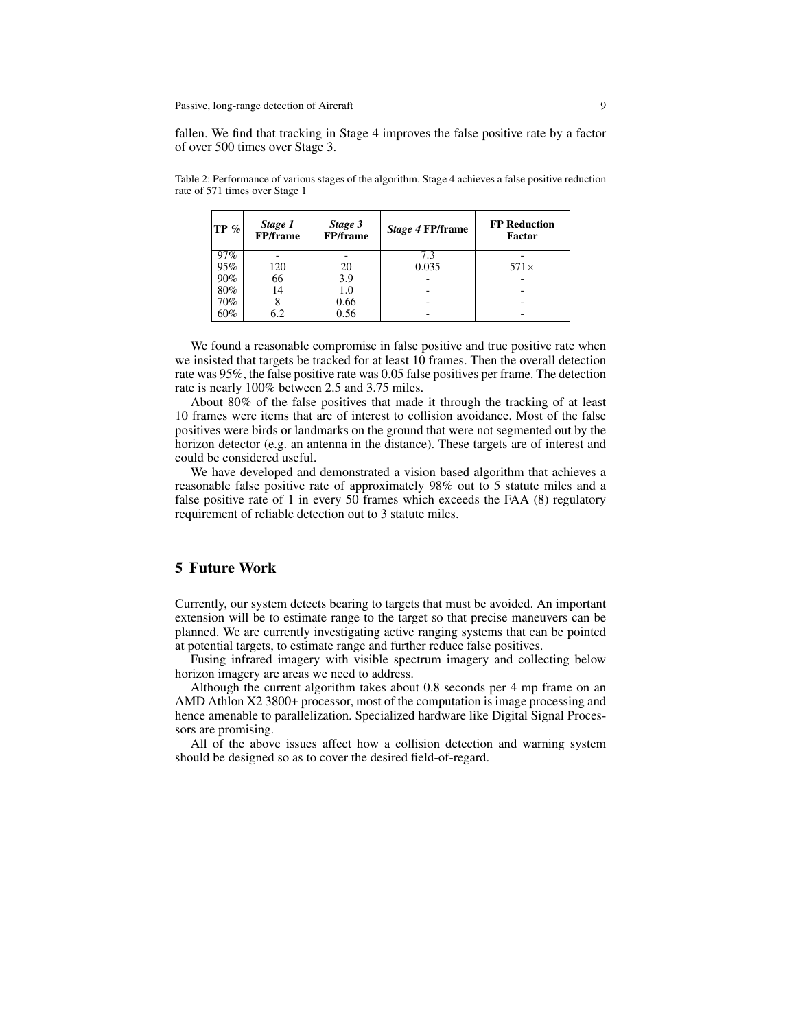fallen. We find that tracking in Stage 4 improves the false positive rate by a factor of over 500 times over Stage 3.

Table 2: Performance of various stages of the algorithm. Stage 4 achieves a false positive reduction rate of 571 times over Stage 1

| TP % | *Stage 1* FP/frame | *Stage 3* FP/frame | *Stage 4* FP/frame | FP Reduction Factor |
|---|---|---|---|---|
| 97% | - | - | 7.3 | - |
| 95% | 120 | 20 | 0.035 | 571× |
| 90% | 66 | 3.9 | - | - |
| 80% | 14 | 1.0 | - | - |
| 70% | 8 | 0.66 | - | - |
| 60% | 6.2 | 0.56 | - | - |

We found a reasonable compromise in false positive and true positive rate when we insisted that targets be tracked for at least 10 frames. Then the overall detection rate was 95%, the false positive rate was 0.05 false positives per frame. The detection rate is nearly 100% between 2.5 and 3.75 miles.

About 80% of the false positives that made it through the tracking of at least 10 frames were items that are of interest to collision avoidance. Most of the false positives were birds or landmarks on the ground that were not segmented out by the horizon detector (e.g. an antenna in the distance). These targets are of interest and could be considered useful.

We have developed and demonstrated a vision based algorithm that achieves a reasonable false positive rate of approximately 98% out to 5 statute miles and a false positive rate of 1 in every 50 frames which exceeds the FAA (8) regulatory requirement of reliable detection out to 3 statute miles.

## 5 Future Work

Currently, our system detects bearing to targets that must be avoided. An important extension will be to estimate range to the target so that precise maneuvers can be planned. We are currently investigating active ranging systems that can be pointed at potential targets, to estimate range and further reduce false positives.

Fusing infrared imagery with visible spectrum imagery and collecting below horizon imagery are areas we need to address.

Although the current algorithm takes about 0.8 seconds per 4 mp frame on an AMD Athlon X2 3800+ processor, most of the computation is image processing and hence amenable to parallelization. Specialized hardware like Digital Signal Processors are promising.

All of the above issues affect how a collision detection and warning system should be designed so as to cover the desired field-of-regard.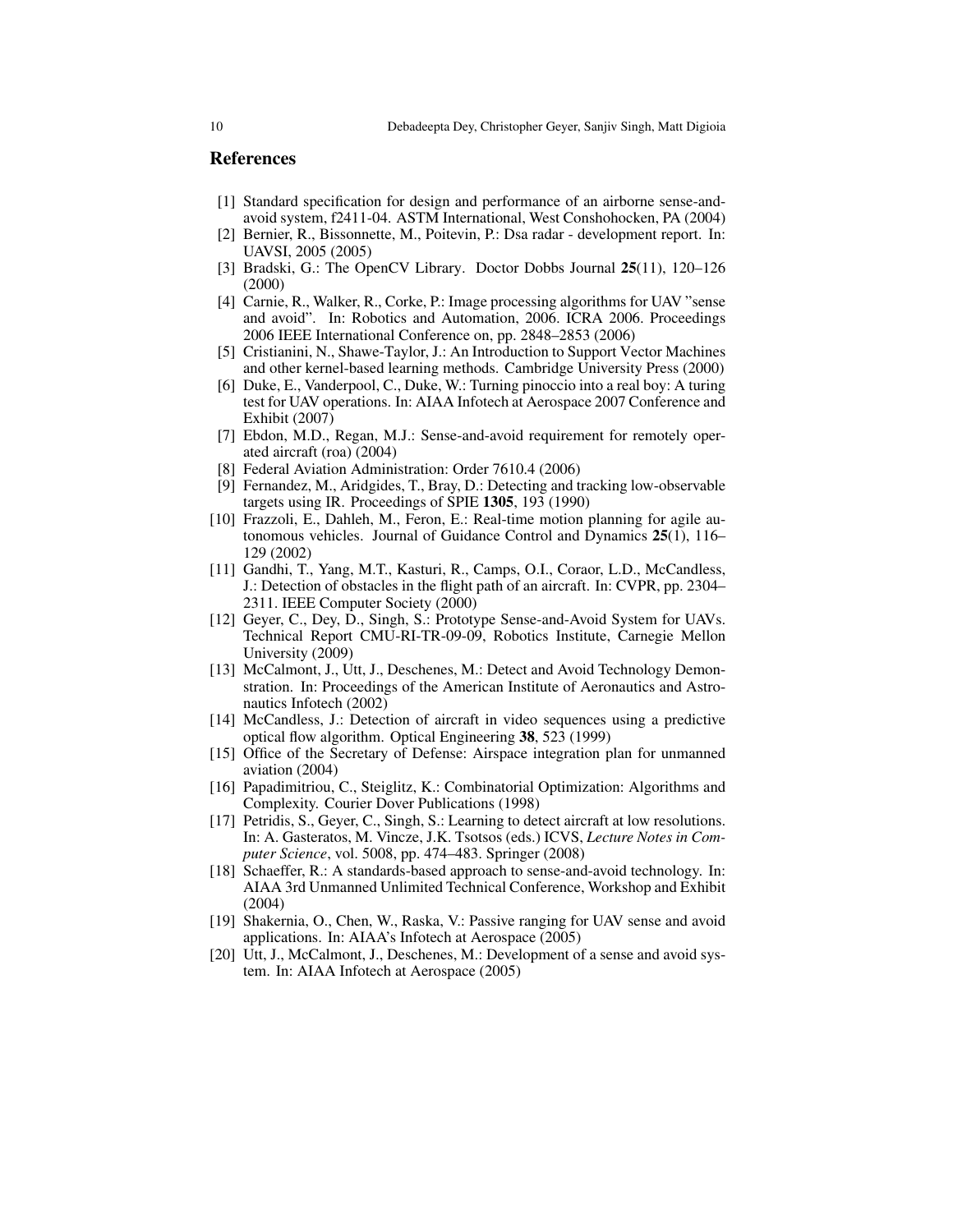## References

[1] Standard specification for design and performance of an airborne sense-and-avoid system, f2411-04. ASTM International, West Conshohocken, PA (2004)
[2] Bernier, R., Bissonnette, M., Poitevin, P.: Dsa radar - development report. In: UAVSI, 2005 (2005)
[3] Bradski, G.: The OpenCV Library. Doctor Dobbs Journal **25**(11), 120–126 (2000)
[4] Carnie, R., Walker, R., Corke, P.: Image processing algorithms for UAV "sense and avoid". In: Robotics and Automation, 2006. ICRA 2006. Proceedings 2006 IEEE International Conference on, pp. 2848–2853 (2006)
[5] Cristianini, N., Shawe-Taylor, J.: An Introduction to Support Vector Machines and other kernel-based learning methods. Cambridge University Press (2000)
[6] Duke, E., Vanderpool, C., Duke, W.: Turning pinoccio into a real boy: A turing test for UAV operations. In: AIAA Infotech at Aerospace 2007 Conference and Exhibit (2007)
[7] Ebdon, M.D., Regan, M.J.: Sense-and-avoid requirement for remotely operated aircraft (roa) (2004)
[8] Federal Aviation Administration: Order 7610.4 (2006)
[9] Fernandez, M., Aridgides, T., Bray, D.: Detecting and tracking low-observable targets using IR. Proceedings of SPIE **1305**, 193 (1990)
[10] Frazzoli, E., Dahleh, M., Feron, E.: Real-time motion planning for agile autonomous vehicles. Journal of Guidance Control and Dynamics **25**(1), 116–129 (2002)
[11] Gandhi, T., Yang, M.T., Kasturi, R., Camps, O.I., Coraor, L.D., McCandless, J.: Detection of obstacles in the flight path of an aircraft. In: CVPR, pp. 2304–2311. IEEE Computer Society (2000)
[12] Geyer, C., Dey, D., Singh, S.: Prototype Sense-and-Avoid System for UAVs. Technical Report CMU-RI-TR-09-09, Robotics Institute, Carnegie Mellon University (2009)
[13] McCalmont, J., Utt, J., Deschenes, M.: Detect and Avoid Technology Demonstration. In: Proceedings of the American Institute of Aeronautics and Astronautics Infotech (2002)
[14] McCandless, J.: Detection of aircraft in video sequences using a predictive optical flow algorithm. Optical Engineering **38**, 523 (1999)
[15] Office of the Secretary of Defense: Airspace integration plan for unmanned aviation (2004)
[16] Papadimitriou, C., Steiglitz, K.: Combinatorial Optimization: Algorithms and Complexity. Courier Dover Publications (1998)
[17] Petridis, S., Geyer, C., Singh, S.: Learning to detect aircraft at low resolutions. In: A. Gasteratos, M. Vincze, J.K. Tsotsos (eds.) ICVS, *Lecture Notes in Computer Science*, vol. 5008, pp. 474–483. Springer (2008)
[18] Schaeffer, R.: A standards-based approach to sense-and-avoid technology. In: AIAA 3rd Unmanned Unlimited Technical Conference, Workshop and Exhibit (2004)
[19] Shakernia, O., Chen, W., Raska, V.: Passive ranging for UAV sense and avoid applications. In: AIAA's Infotech at Aerospace (2005)
[20] Utt, J., McCalmont, J., Deschenes, M.: Development of a sense and avoid system. In: AIAA Infotech at Aerospace (2005)